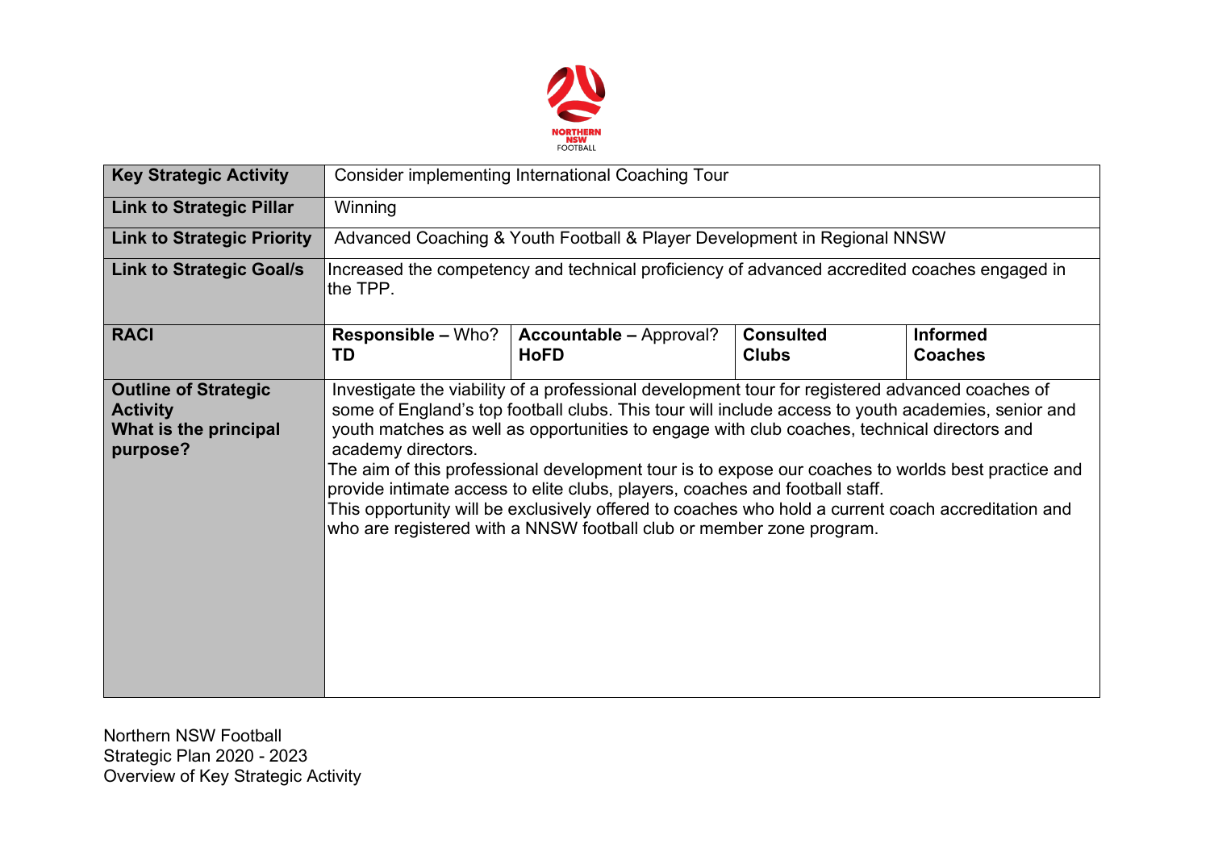| Key Strategic Activity | Consider implementing International Coaching Tour | | | |
|---|---|---|---|---|
| **Link to Strategic Pillar** | Winning | | | |
| **Link to Strategic Priority** | Advanced Coaching & Youth Football & Player Development in Regional NNSW | | | |
| **Link to Strategic Goal/s** | Increased the competency and technical proficiency of advanced accredited coaches engaged in the TPP. | | | |
| **RACI** | **Responsible –** Who?<br>**TD** | **Accountable –** Approval?<br>**HoFD** | **Consulted**<br>**Clubs** | **Informed**<br>**Coaches** |
| **Outline of Strategic Activity**<br>**What is the principal purpose?** | Investigate the viability of a professional development tour for registered advanced coaches of some of England's top football clubs. This tour will include access to youth academies, senior and youth matches as well as opportunities to engage with club coaches, technical directors and academy directors.<br>The aim of this professional development tour is to expose our coaches to worlds best practice and provide intimate access to elite clubs, players, coaches and football staff.<br>This opportunity will be exclusively offered to coaches who hold a current coach accreditation and who are registered with a NNSW football club or member zone program. | | | |

Northern NSW Football
Strategic Plan 2020 - 2023
Overview of Key Strategic Activity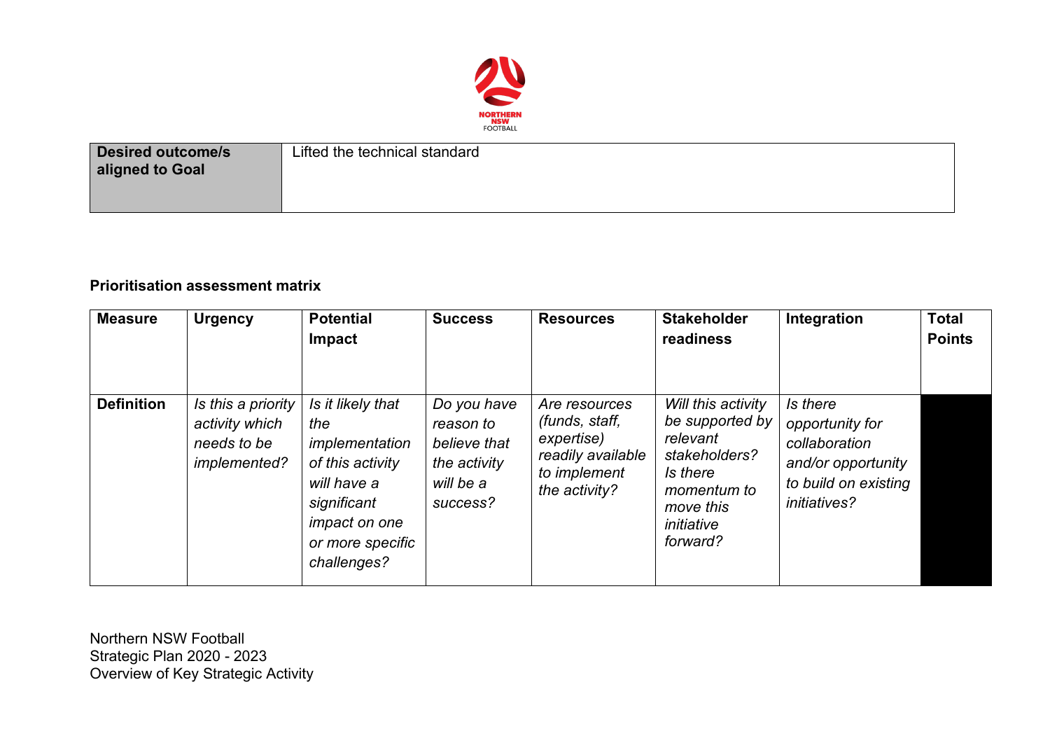| **Desired outcome/s aligned to Goal** | Lifted the technical standard |
| --- | --- |

**Prioritisation assessment matrix**

| **Measure** | **Urgency** | **Potential Impact** | **Success** | **Resources** | **Stakeholder readiness** | **Integration** | **Total Points** |
| --- | --- | --- | --- | --- | --- | --- | --- |
| **Definition** | *Is this a priority activity which needs to be implemented?* | *Is it likely that the implementation of this activity will have a significant impact on one or more specific challenges?* | *Do you have reason to believe that the activity will be a success?* | *Are resources (funds, staff, expertise) readily available to implement the activity?* | *Will this activity be supported by relevant stakeholders? Is there momentum to move this initiative forward?* | *Is there opportunity for collaboration and/or opportunity to build on existing initiatives?* | |

Northern NSW Football
Strategic Plan 2020 - 2023
Overview of Key Strategic Activity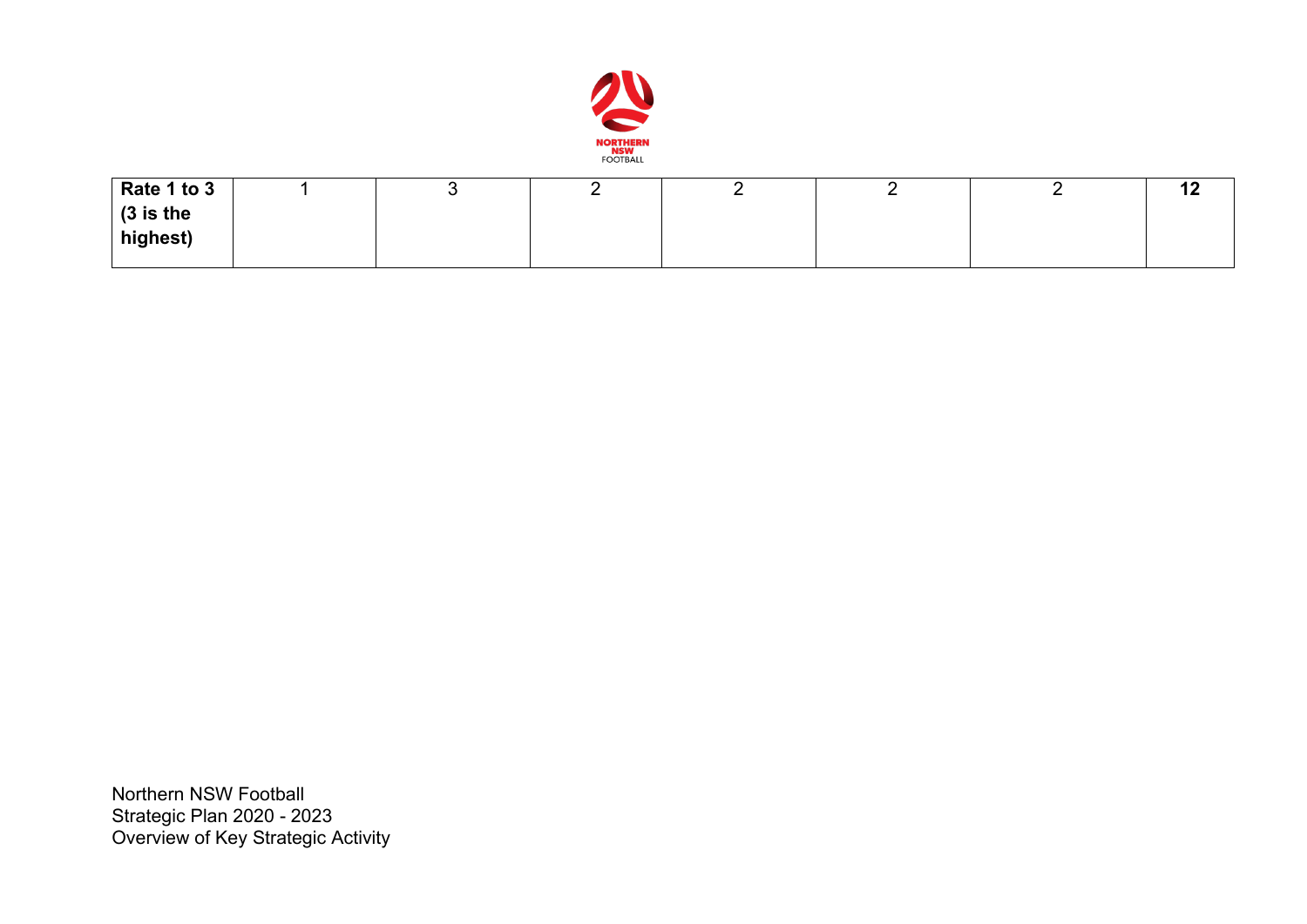| | | | | | | | |
|---|---|---|---|---|---|---|---|
| **Rate 1 to 3 (3 is the highest)** | 1 | 3 | 2 | 2 | 2 | 2 | **12** |